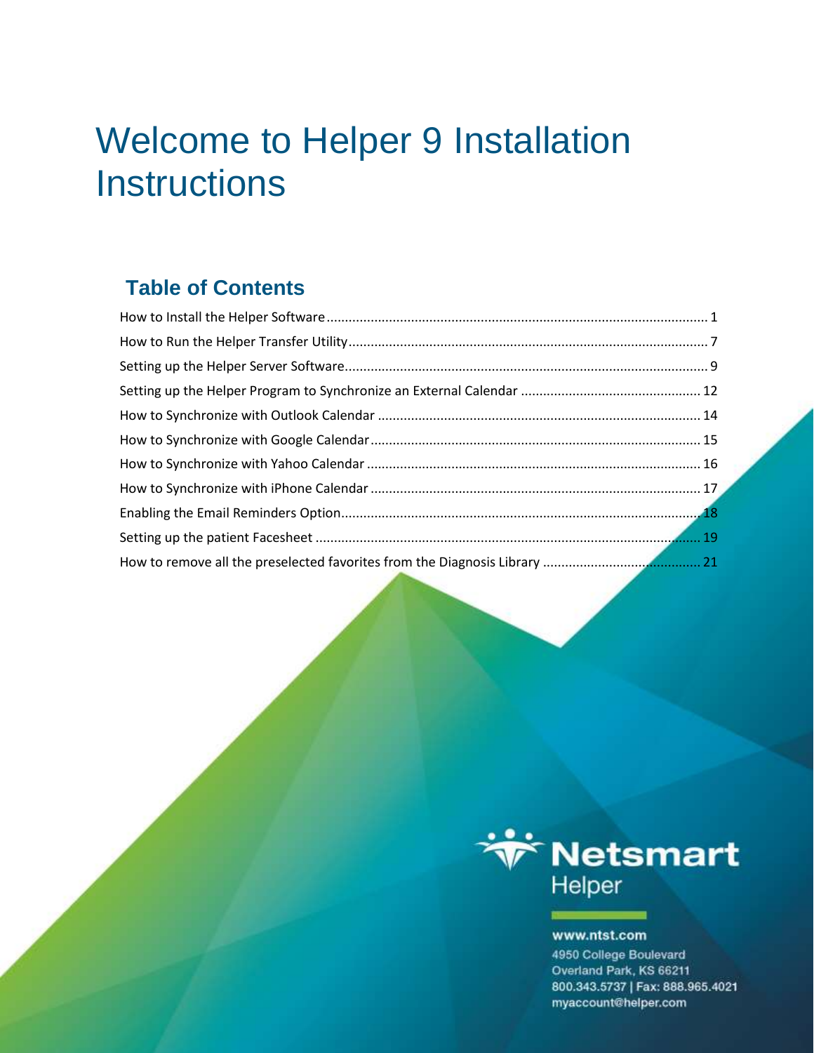# Welcome to Helper 9 Installation Instructions

## Table of Contents

How to Install the Helper Software ........................................................ 1
How to Run the Helper Transfer Utility ........................................................ 7
Setting up the Helper Server Software ........................................................ 9
Setting up the Helper Program to Synchronize an External Calendar ........................................................ 12
How to Synchronize with Outlook Calendar ........................................................ 14
How to Synchronize with Google Calendar ........................................................ 15
How to Synchronize with Yahoo Calendar ........................................................ 16
How to Synchronize with iPhone Calendar ........................................................ 17
Enabling the Email Reminders Option ........................................................ 18
Setting up the patient Facesheet ........................................................ 19
How to remove all the preselected favorites from the Diagnosis Library ........................................................ 21

Netsmart
Helper

www.ntst.com
4950 College Boulevard
Overland Park, KS 66211
800.343.5737 | Fax: 888.965.4021
myaccount@helper.com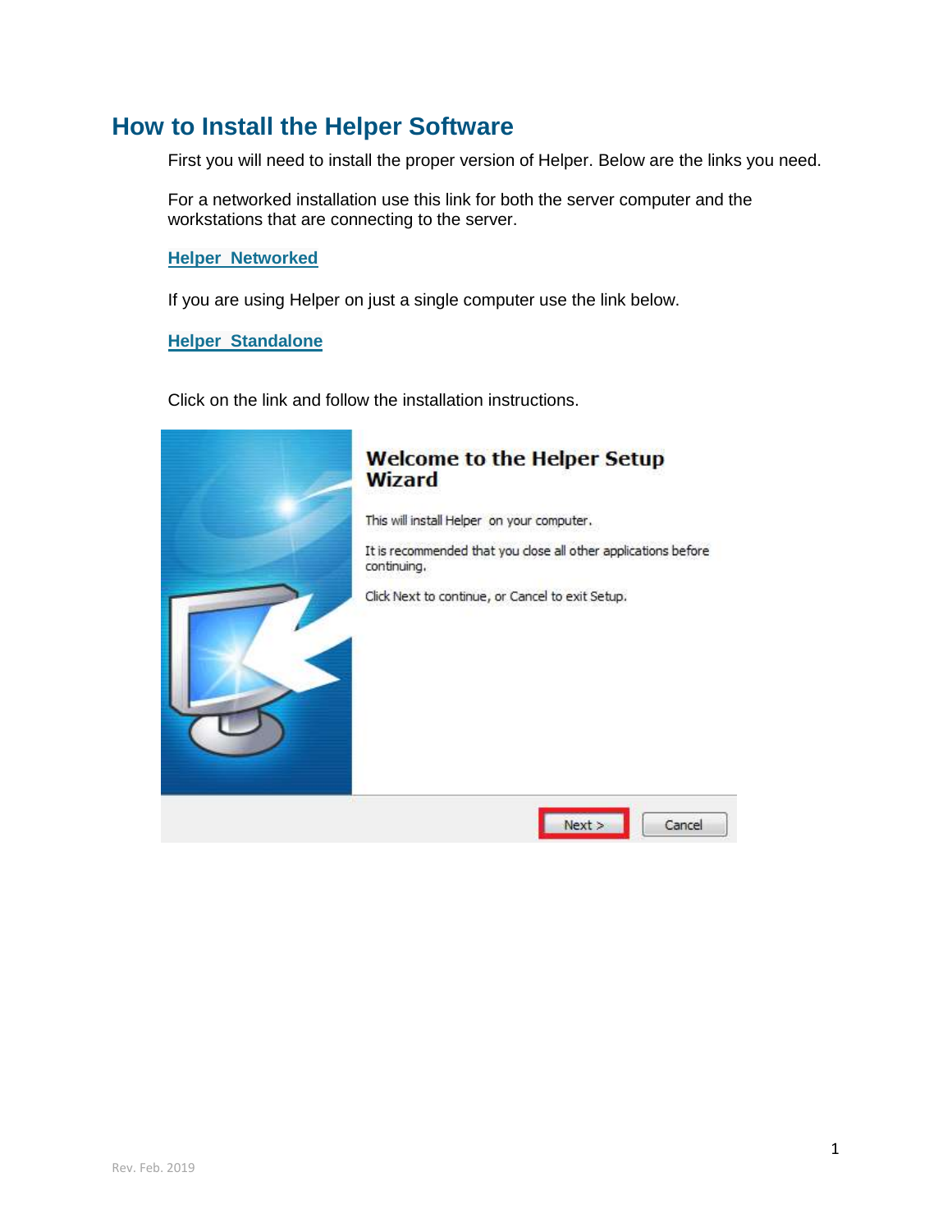# How to Install the Helper Software

First you will need to install the proper version of Helper. Below are the links you need.

For a networked installation use this link for both the server computer and the workstations that are connecting to the server.

**Helper  Networked**

If you are using Helper on just a single computer use the link below.

**Helper  Standalone**

Click on the link and follow the installation instructions.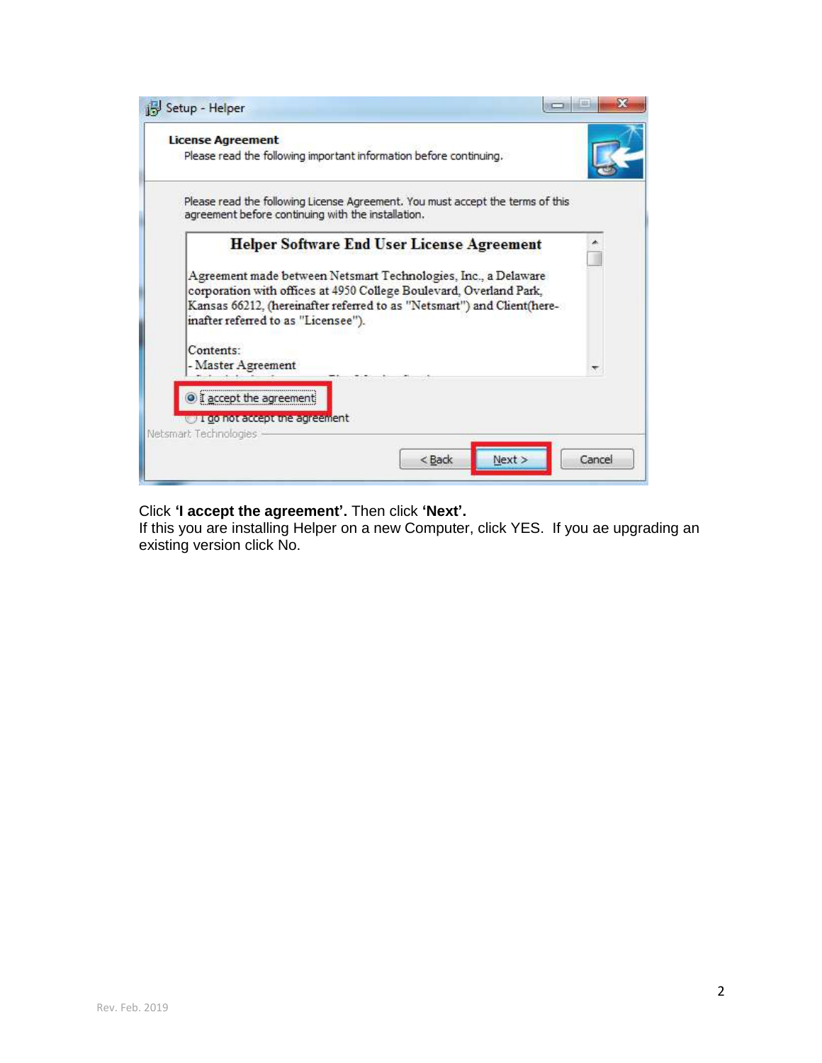Click **'I accept the agreement'.** Then click **'Next'.**
If this you are installing Helper on a new Computer, click YES. If you ae upgrading an existing version click No.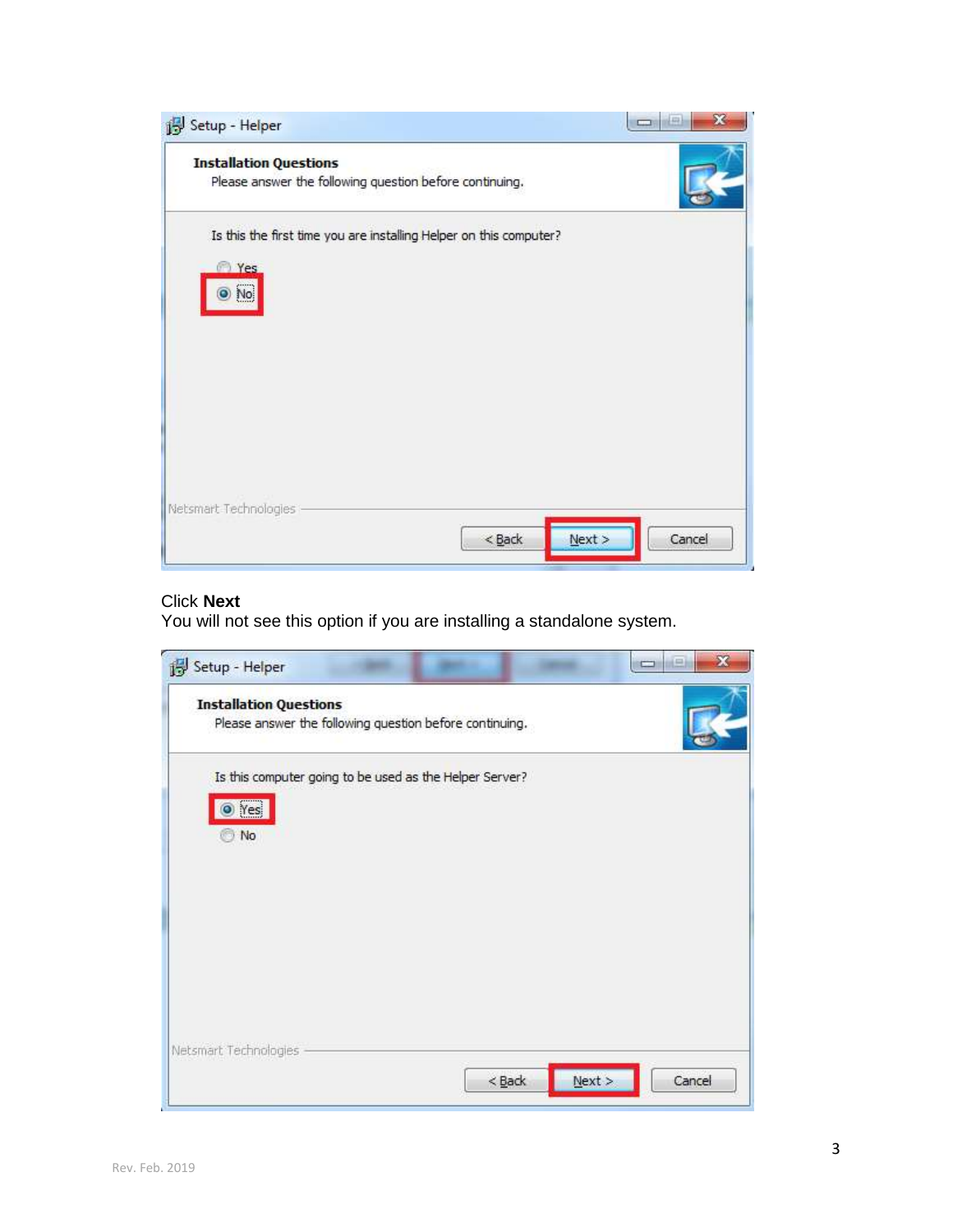Click **Next**
You will not see this option if you are installing a standalone system.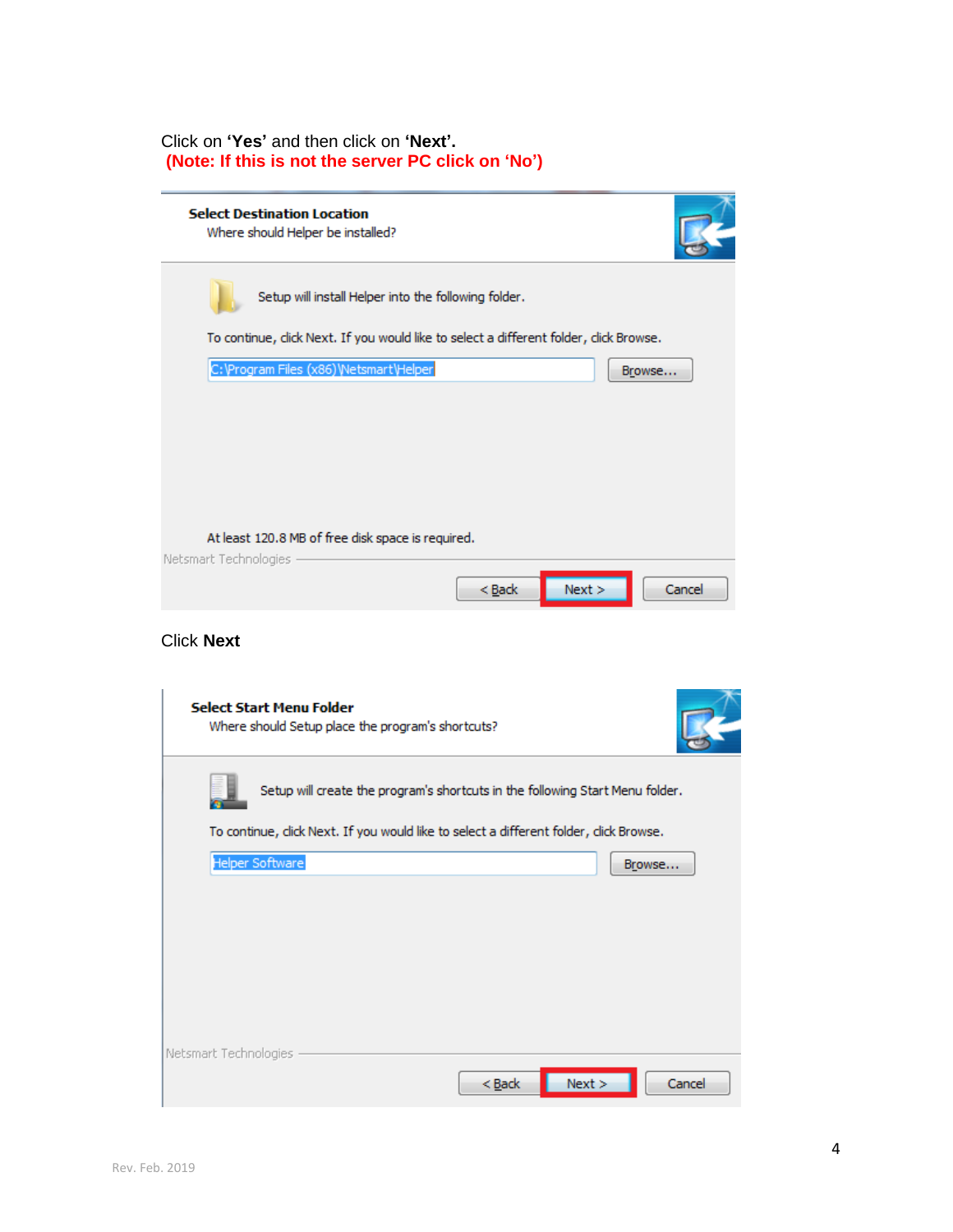Click on **'Yes'** and then click on **'Next'.**
**(Note: If this is not the server PC click on 'No')**

**Select Destination Location**
Where should Helper be installed?

Setup will install Helper into the following folder.

To continue, click Next. If you would like to select a different folder, click Browse.

C:\Program Files (x86)\Netsmart\Helper    Browse...

At least 120.8 MB of free disk space is required.

Netsmart Technologies

< Back    Next >    Cancel

Click **Next**

**Select Start Menu Folder**
Where should Setup place the program's shortcuts?

Setup will create the program's shortcuts in the following Start Menu folder.

To continue, click Next. If you would like to select a different folder, click Browse.

Helper Software    Browse...

Netsmart Technologies

< Back    Next >    Cancel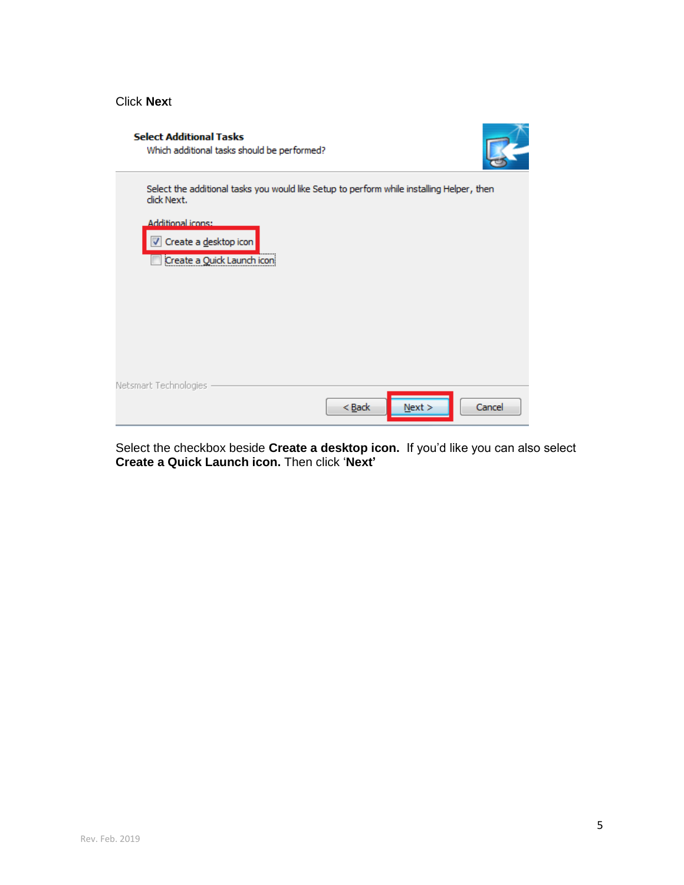Click **Next**

Select the checkbox beside **Create a desktop icon.** If you'd like you can also select **Create a Quick Launch icon.** Then click '**Next'**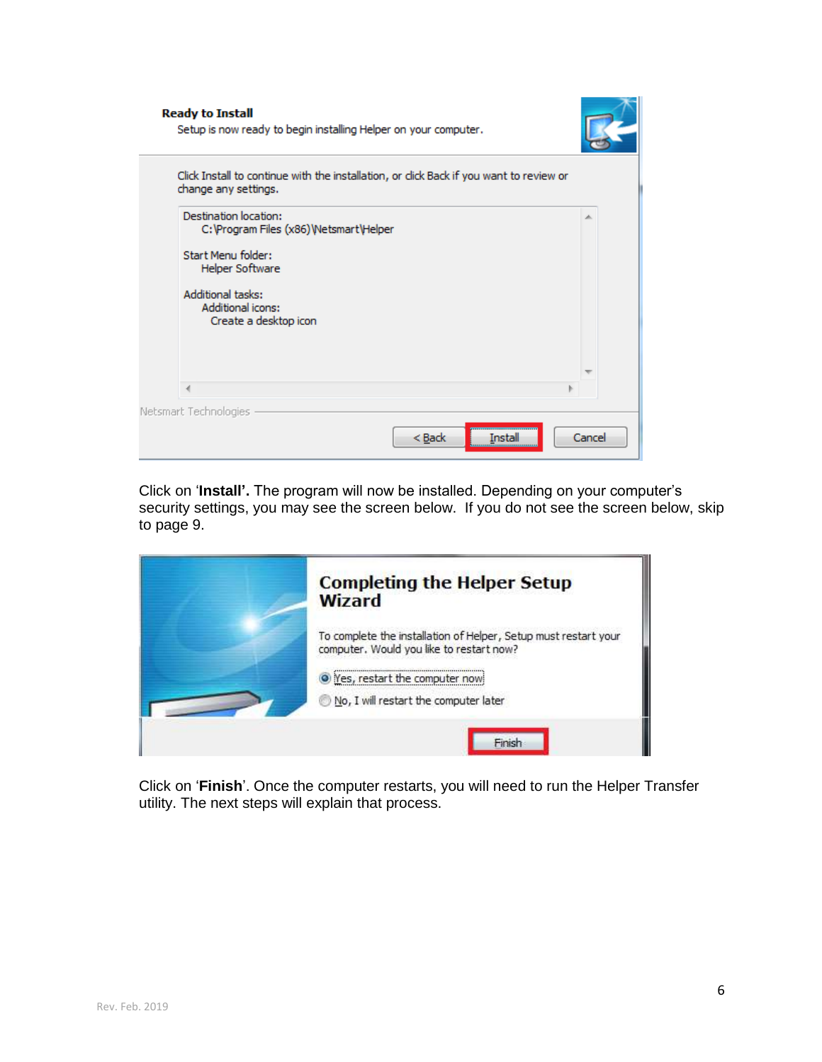Click on '**Install'.** The program will now be installed. Depending on your computer's security settings, you may see the screen below. If you do not see the screen below, skip to page 9.

Click on '**Finish**'. Once the computer restarts, you will need to run the Helper Transfer utility. The next steps will explain that process.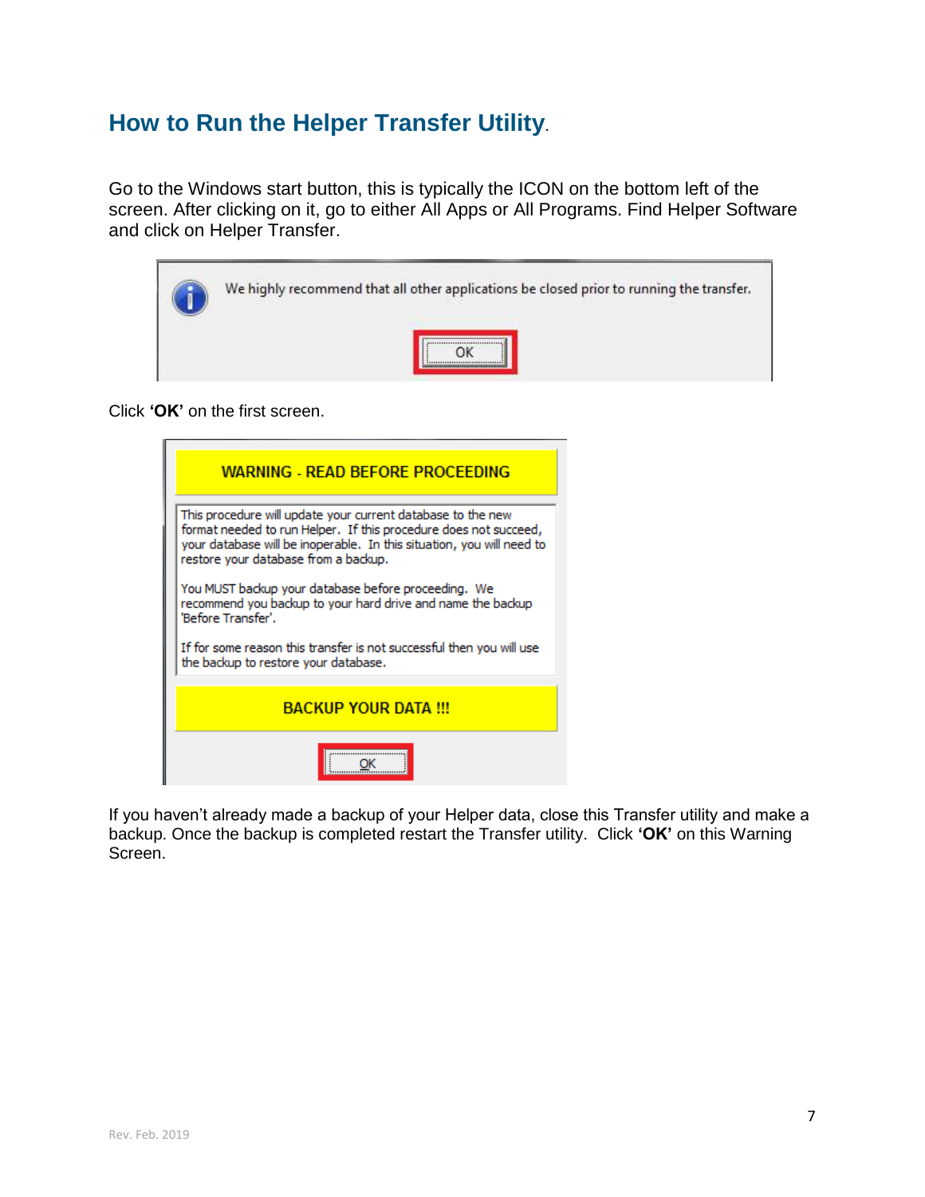## How to Run the Helper Transfer Utility.

Go to the Windows start button, this is typically the ICON on the bottom left of the screen. After clicking on it, go to either All Apps or All Programs. Find Helper Software and click on Helper Transfer.

Click **'OK'** on the first screen.

If you haven't already made a backup of your Helper data, close this Transfer utility and make a backup. Once the backup is completed restart the Transfer utility. Click **'OK'** on this Warning Screen.

Rev. Feb. 2019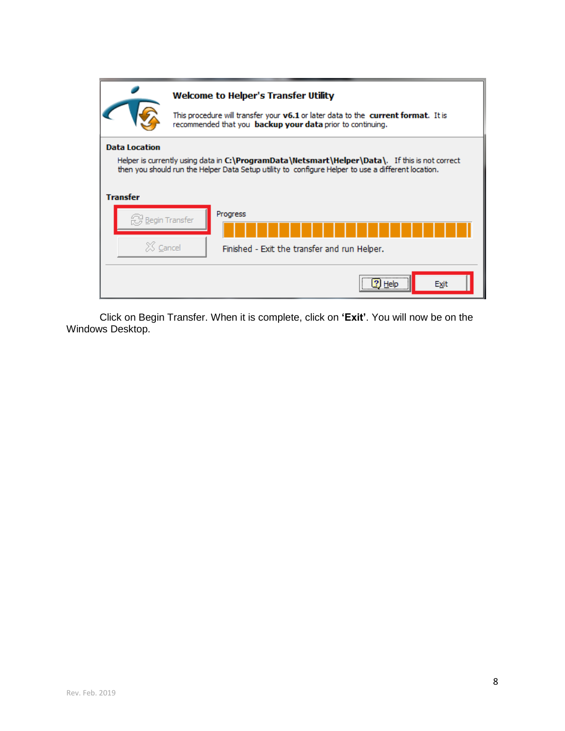Click on Begin Transfer. When it is complete, click on **‘Exit’**. You will now be on the Windows Desktop.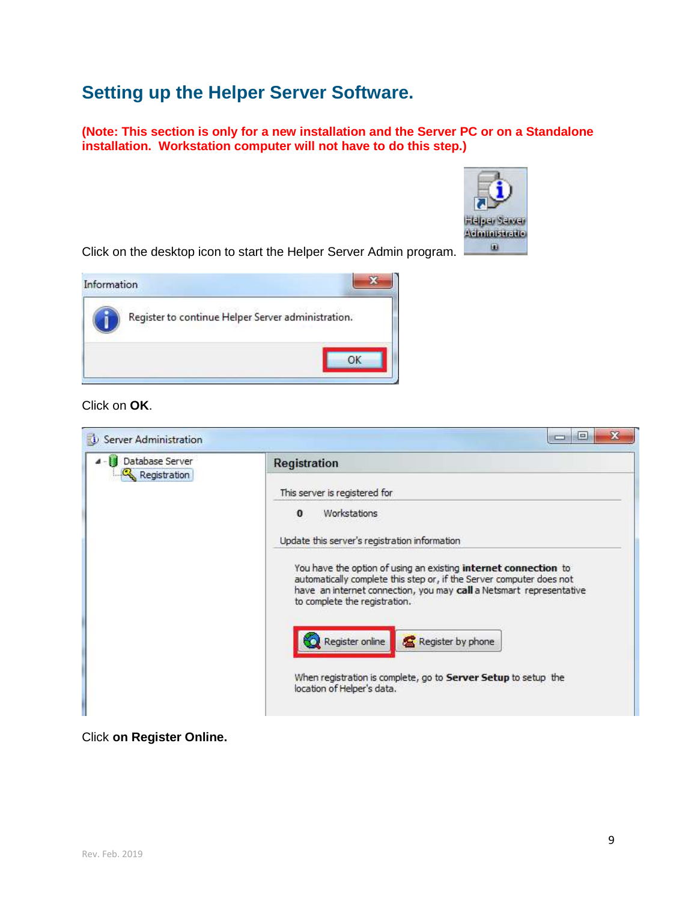## Setting up the Helper Server Software.

**(Note: This section is only for a new installation and the Server PC or on a Standalone installation. Workstation computer will not have to do this step.)**

Click on the desktop icon to start the Helper Server Admin program.

Click on **OK**.

Click **on Register Online.**

Rev. Feb. 2019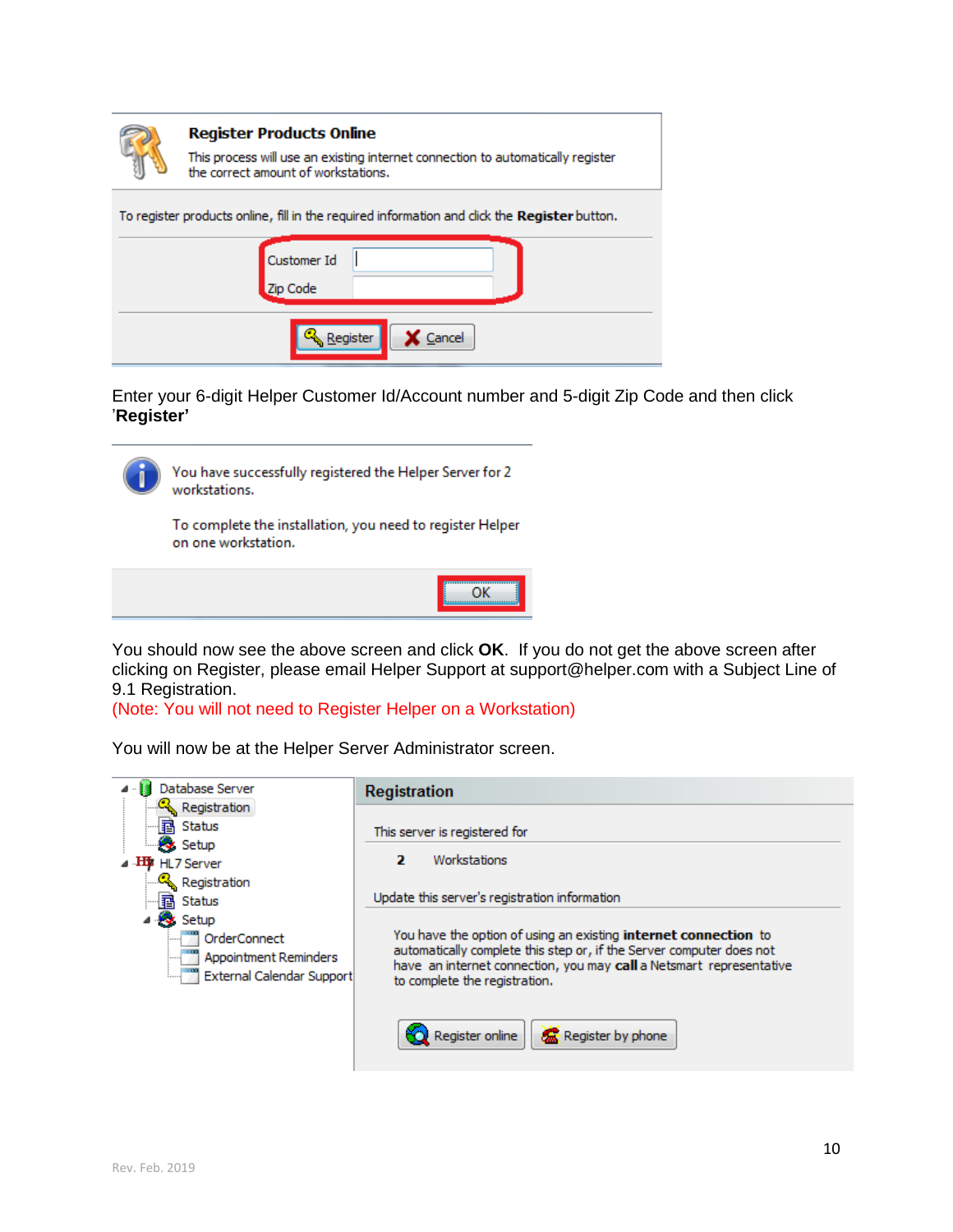**Register Products Online**

This process will use an existing internet connection to automatically register the correct amount of workstations.

To register products online, fill in the required information and click the **Register** button.

Customer Id

Zip Code

Register Cancel

Enter your 6-digit Helper Customer Id/Account number and 5-digit Zip Code and then click '**Register'**

You have successfully registered the Helper Server for 2 workstations.

To complete the installation, you need to register Helper on one workstation.

OK

You should now see the above screen and click **OK**. If you do not get the above screen after clicking on Register, please email Helper Support at support@helper.com with a Subject Line of 9.1 Registration.
(Note: You will not need to Register Helper on a Workstation)

You will now be at the Helper Server Administrator screen.

- Database Server
  - Registration
  - Status
  - Setup
- HL7 Server
  - Registration
  - Status
  - Setup
    - OrderConnect
    - Appointment Reminders
    - External Calendar Support

**Registration**

This server is registered for

**2** Workstations

Update this server's registration information

You have the option of using an existing **internet connection** to automatically complete this step or, if the Server computer does not have an internet connection, you may **call** a Netsmart representative to complete the registration.

Register online Register by phone

Rev. Feb. 2019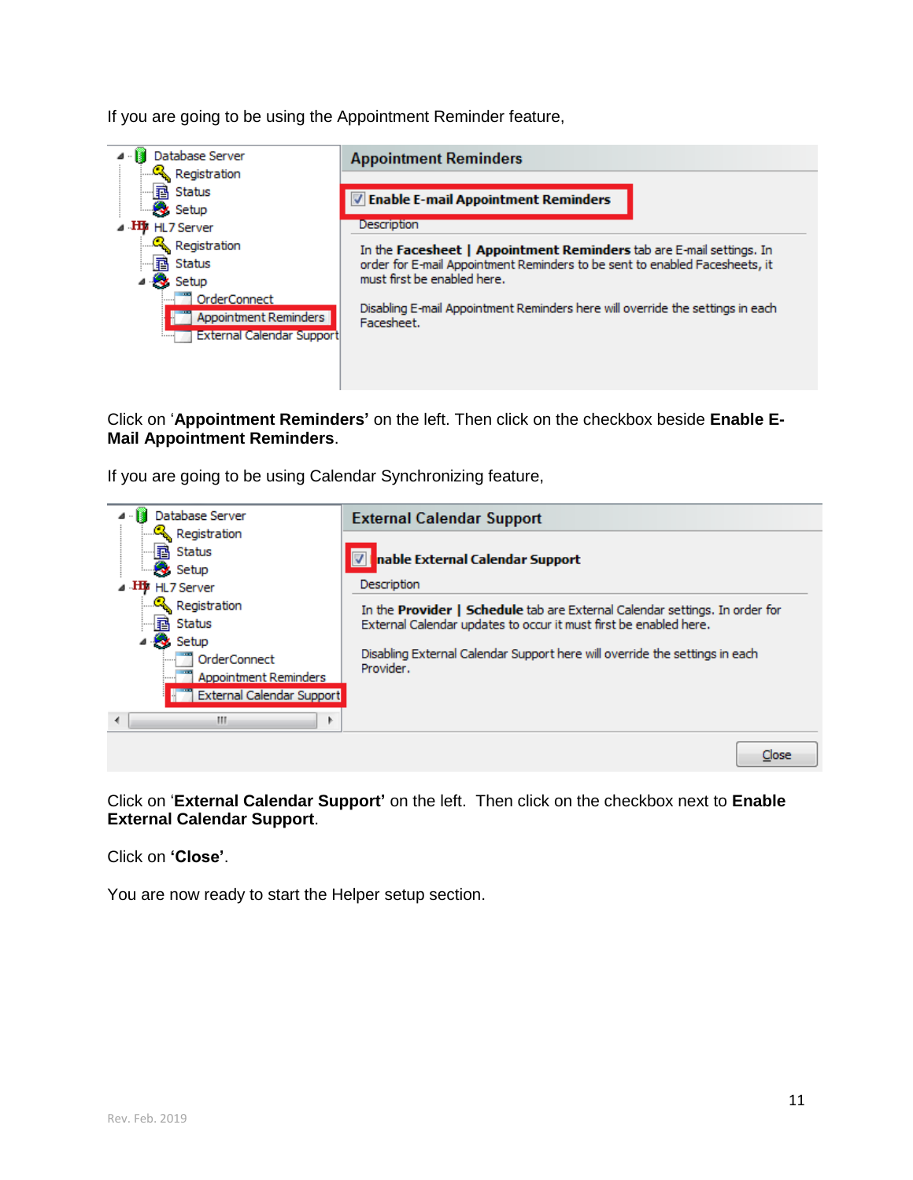If you are going to be using the Appointment Reminder feature,

Click on '**Appointment Reminders'** on the left. Then click on the checkbox beside **Enable E-Mail Appointment Reminders**.

If you are going to be using Calendar Synchronizing feature,

Click on '**External Calendar Support'** on the left. Then click on the checkbox next to **Enable External Calendar Support**.

Click on **'Close'**.

You are now ready to start the Helper setup section.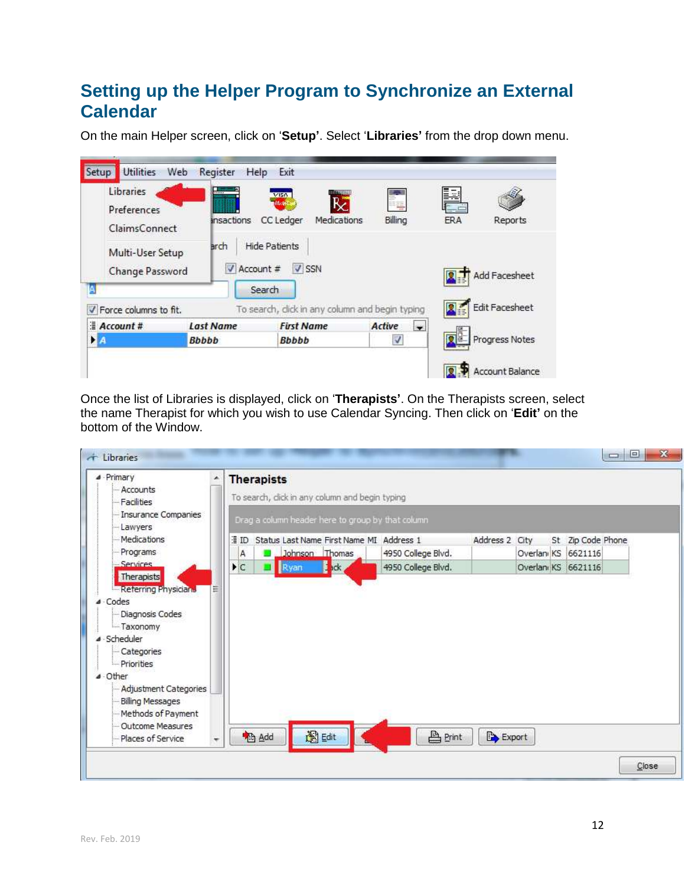# Setting up the Helper Program to Synchronize an External Calendar

On the main Helper screen, click on ‘**Setup’**. Select ‘**Libraries’** from the drop down menu.

Once the list of Libraries is displayed, click on ‘**Therapists’**. On the Therapists screen, select the name Therapist for which you wish to use Calendar Syncing. Then click on ‘**Edit’** on the bottom of the Window.

Rev. Feb. 2019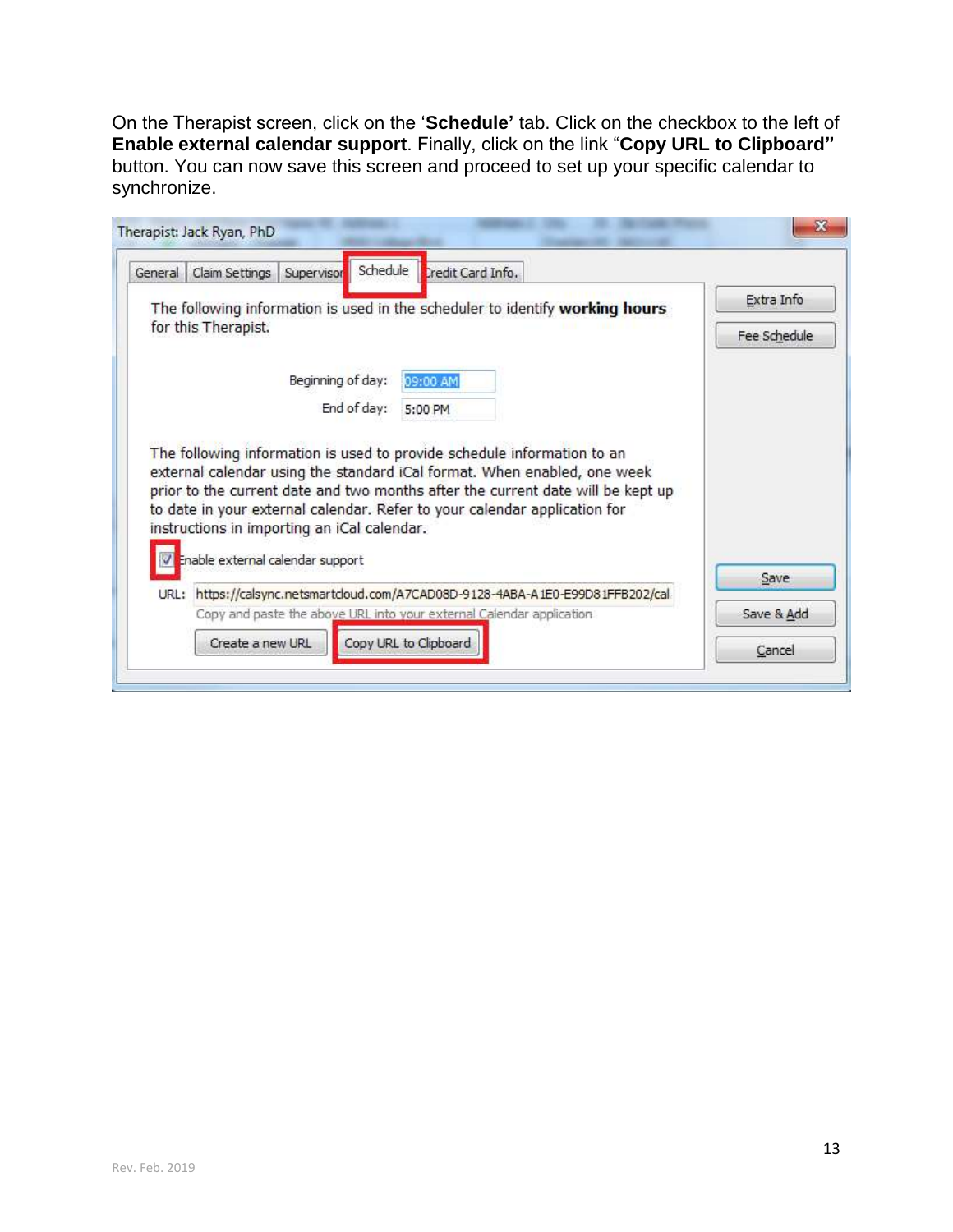On the Therapist screen, click on the '**Schedule'** tab. Click on the checkbox to the left of **Enable external calendar support**. Finally, click on the link "**Copy URL to Clipboard"** button. You can now save this screen and proceed to set up your specific calendar to synchronize.

Rev. Feb. 2019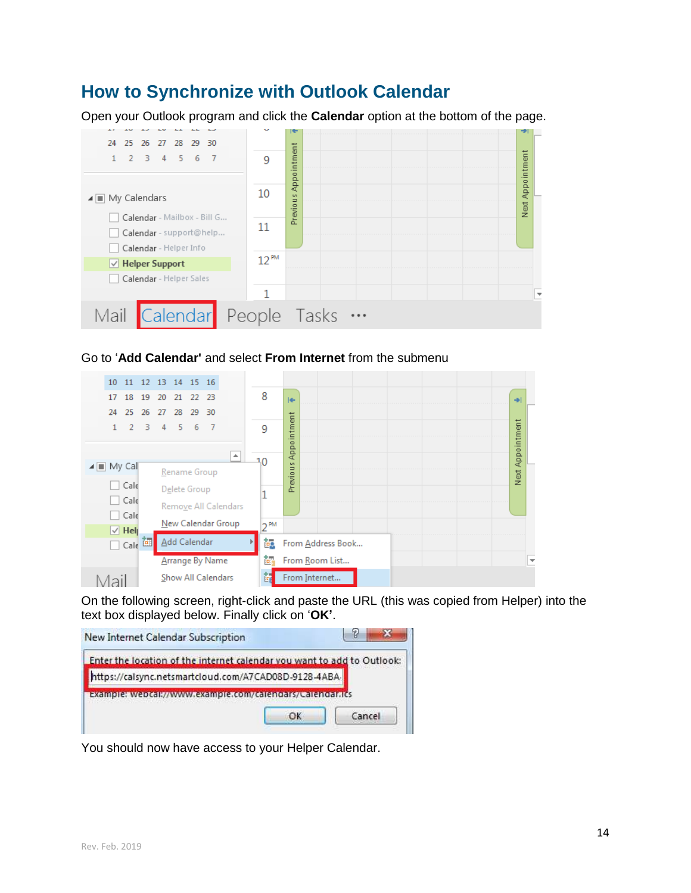# How to Synchronize with Outlook Calendar

Open your Outlook program and click the **Calendar** option at the bottom of the page.

Go to '**Add Calendar'** and select **From Internet** from the submenu

On the following screen, right-click and paste the URL (this was copied from Helper) into the text box displayed below. Finally click on '**OK'**.

You should now have access to your Helper Calendar.

Rev. Feb. 2019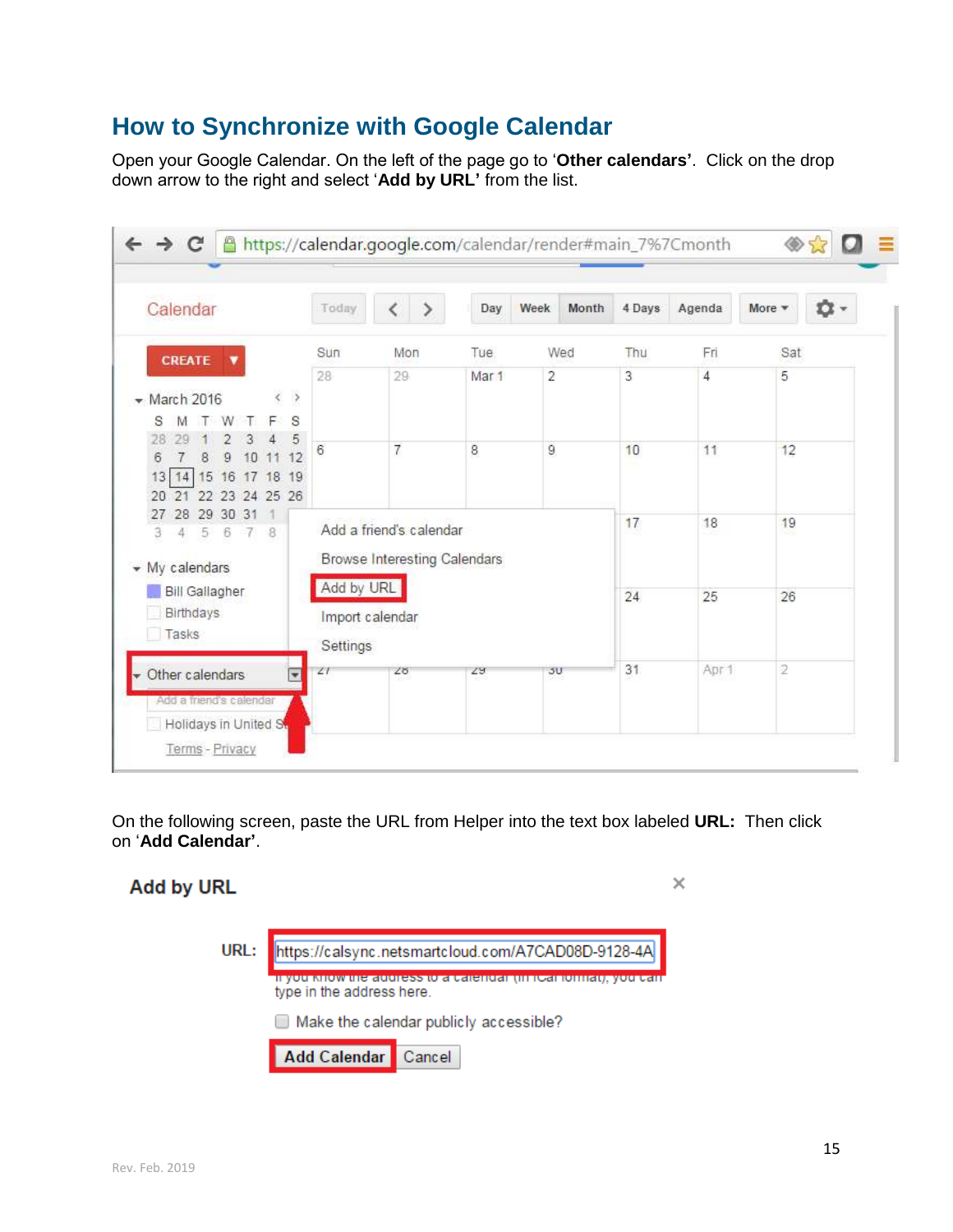## How to Synchronize with Google Calendar

Open your Google Calendar. On the left of the page go to '**Other calendars'**. Click on the drop down arrow to the right and select '**Add by URL'** from the list.

On the following screen, paste the URL from Helper into the text box labeled **URL:** Then click on '**Add Calendar'**.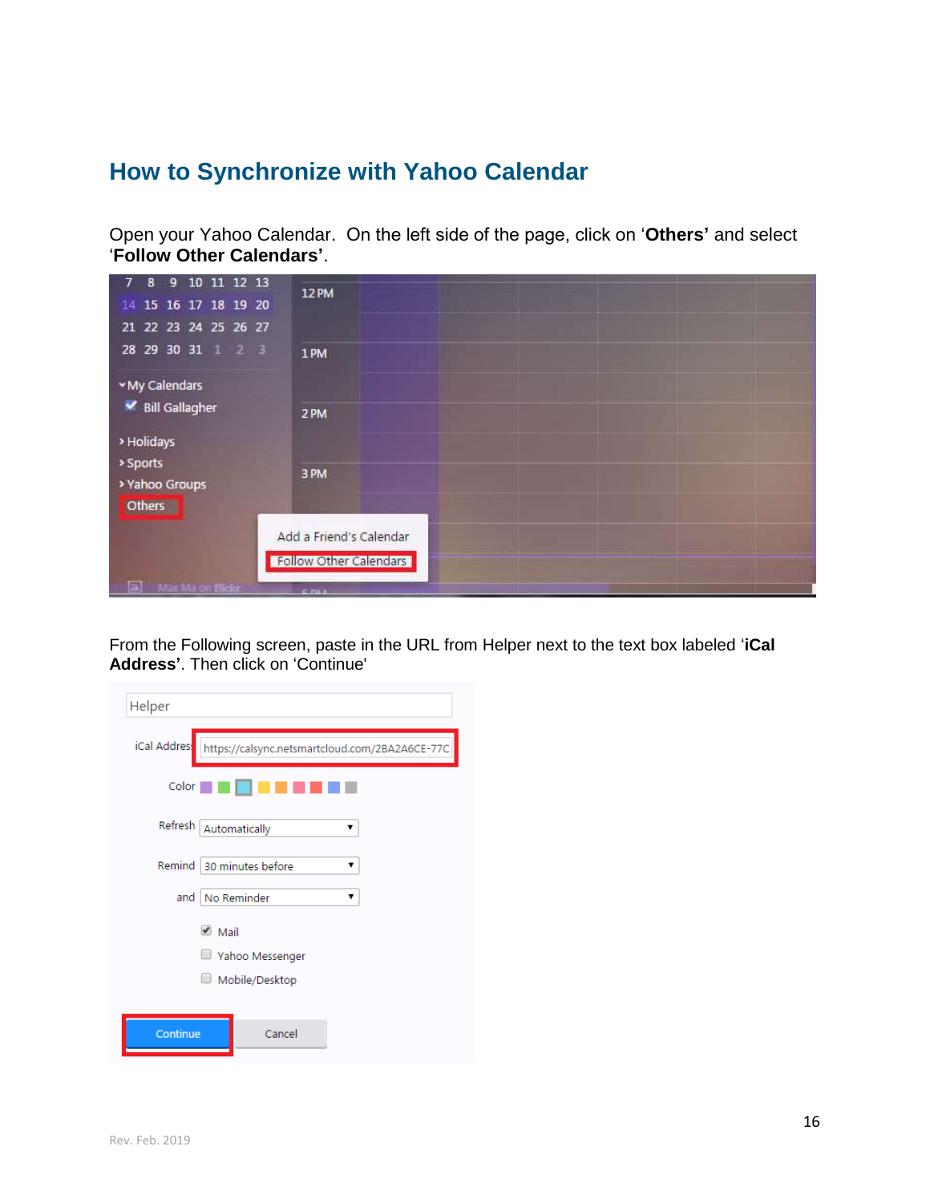## How to Synchronize with Yahoo Calendar

Open your Yahoo Calendar. On the left side of the page, click on '**Others'** and select '**Follow Other Calendars'**.

From the Following screen, paste in the URL from Helper next to the text box labeled '**iCal Address'**. Then click on 'Continue'

Rev. Feb. 2019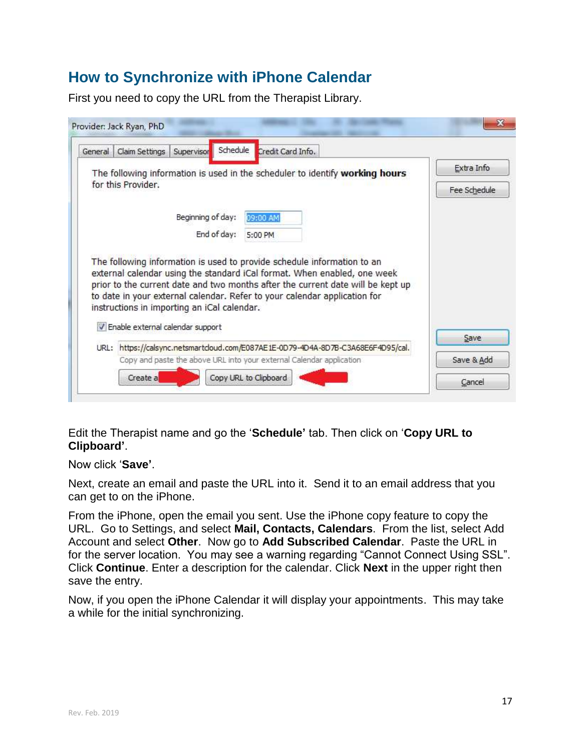## How to Synchronize with iPhone Calendar

First you need to copy the URL from the Therapist Library.

Edit the Therapist name and go the '**Schedule'** tab. Then click on '**Copy URL to Clipboard'**.

Now click '**Save'**.

Next, create an email and paste the URL into it. Send it to an email address that you can get to on the iPhone.

From the iPhone, open the email you sent. Use the iPhone copy feature to copy the URL. Go to Settings, and select **Mail, Contacts, Calendars**. From the list, select Add Account and select **Other**. Now go to **Add Subscribed Calendar**. Paste the URL in for the server location. You may see a warning regarding "Cannot Connect Using SSL". Click **Continue**. Enter a description for the calendar. Click **Next** in the upper right then save the entry.

Now, if you open the iPhone Calendar it will display your appointments. This may take a while for the initial synchronizing.

Rev. Feb. 2019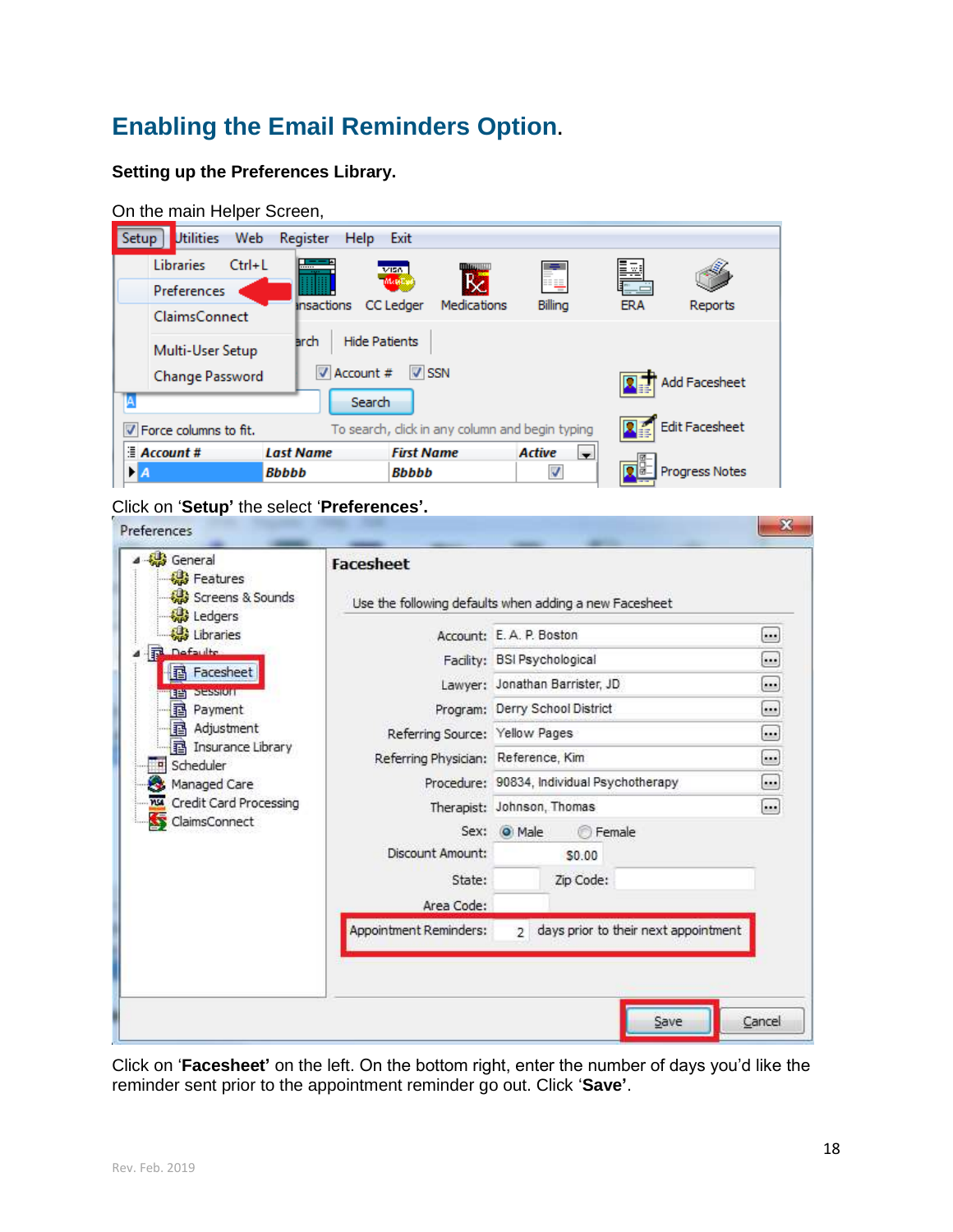# Enabling the Email Reminders Option.

**Setting up the Preferences Library.**

On the main Helper Screen,

Click on '**Setup'** the select '**Preferences'.**

Click on '**Facesheet'** on the left. On the bottom right, enter the number of days you'd like the reminder sent prior to the appointment reminder go out. Click '**Save**'.

Rev. Feb. 2019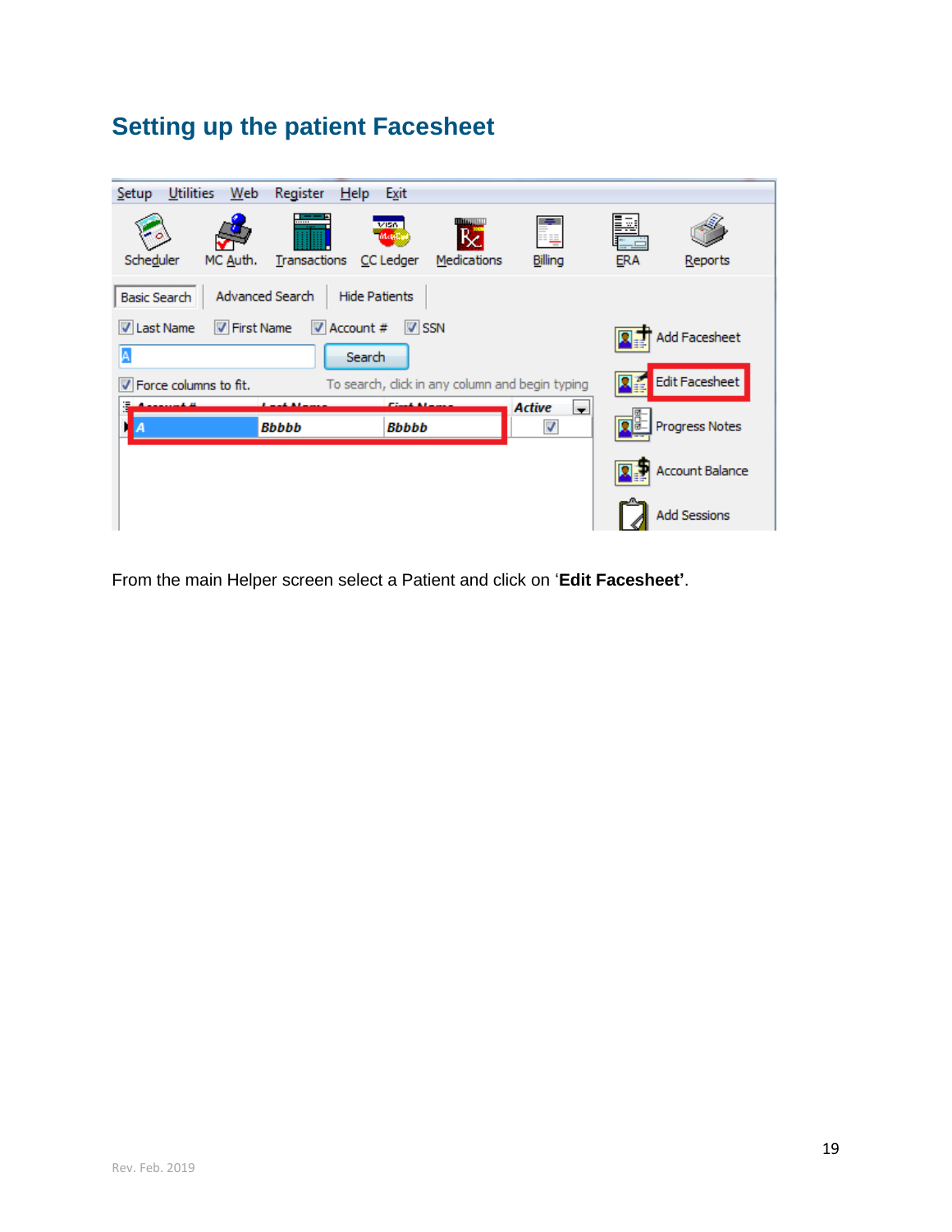# Setting up the patient Facesheet

From the main Helper screen select a Patient and click on '**Edit Facesheet'**.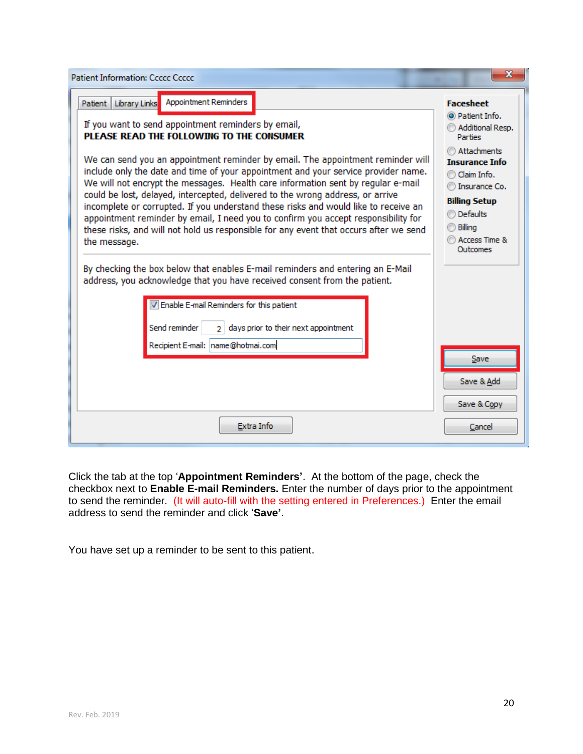Click the tab at the top '**Appointment Reminders'**. At the bottom of the page, check the checkbox next to **Enable E-mail Reminders.** Enter the number of days prior to the appointment to send the reminder. (It will auto-fill with the setting entered in Preferences.) Enter the email address to send the reminder and click '**Save'**.

You have set up a reminder to be sent to this patient.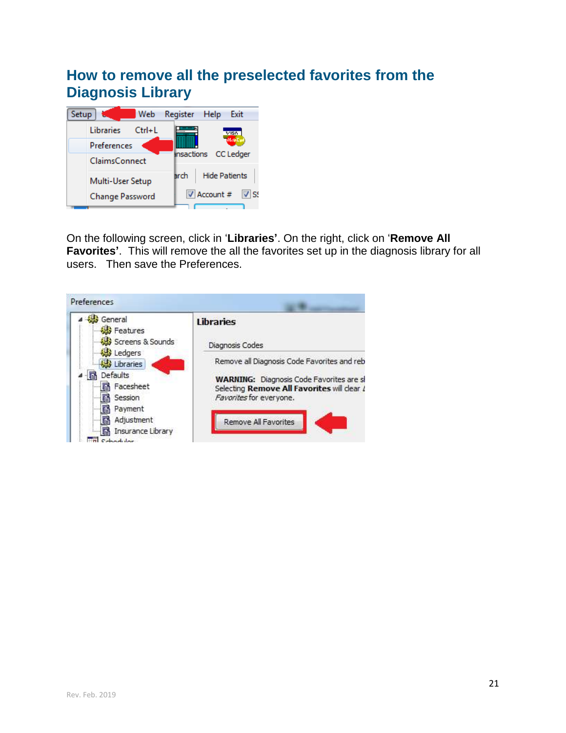# How to remove all the preselected favorites from the Diagnosis Library

On the following screen, click in '**Libraries'**. On the right, click on '**Remove All Favorites'**. This will remove the all the favorites set up in the diagnosis library for all users. Then save the Preferences.

Rev. Feb. 2019